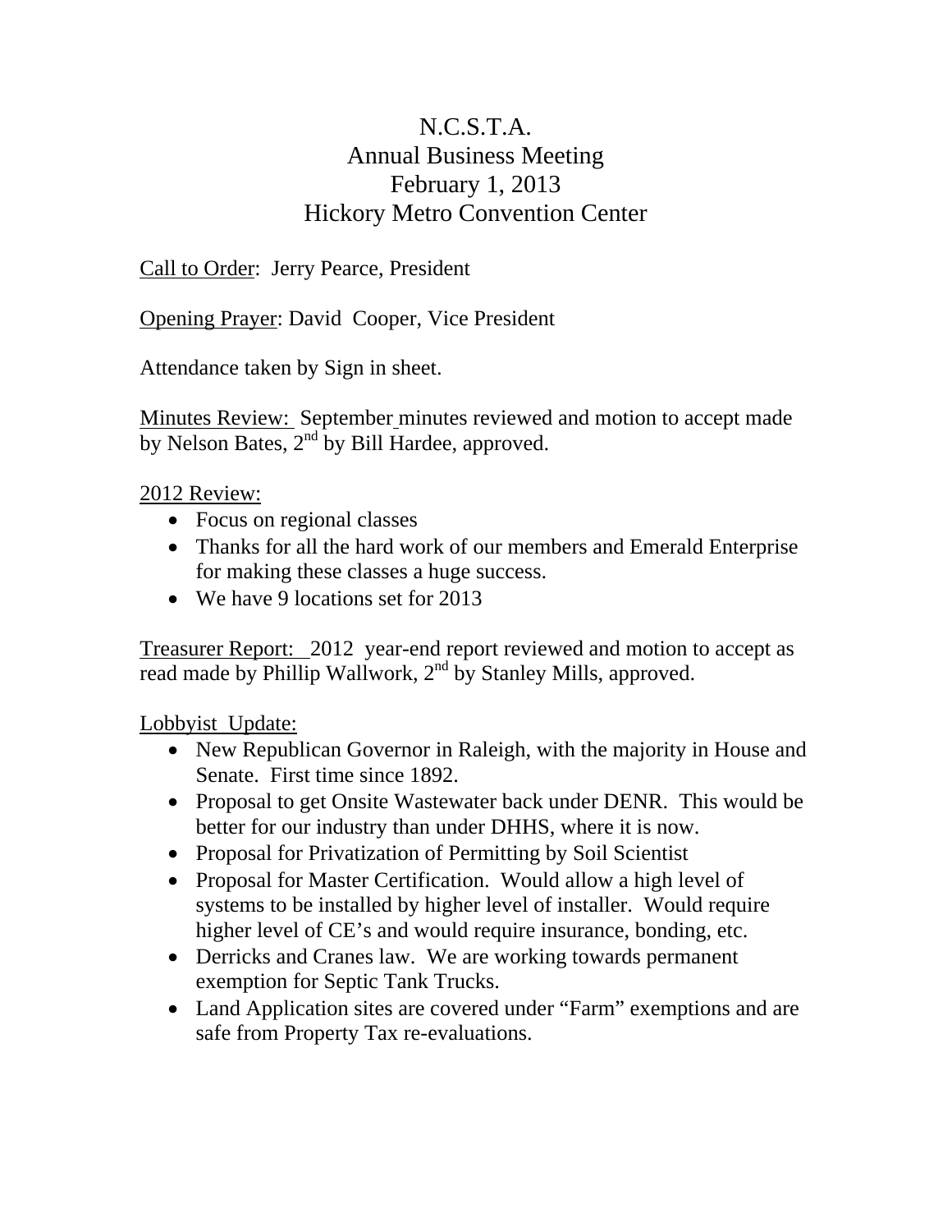# N.C.S.T.A.
# Annual Business Meeting
# February 1, 2013
# Hickory Metro Convention Center

Call to Order: Jerry Pearce, President

Opening Prayer: David Cooper, Vice President

Attendance taken by Sign in sheet.

Minutes Review: September minutes reviewed and motion to accept made by Nelson Bates, 2nd by Bill Hardee, approved.

2012 Review:

- Focus on regional classes
- Thanks for all the hard work of our members and Emerald Enterprise for making these classes a huge success.
- We have 9 locations set for 2013

Treasurer Report: 2012 year-end report reviewed and motion to accept as read made by Phillip Wallwork, 2nd by Stanley Mills, approved.

Lobbyist Update:

- New Republican Governor in Raleigh, with the majority in House and Senate. First time since 1892.
- Proposal to get Onsite Wastewater back under DENR. This would be better for our industry than under DHHS, where it is now.
- Proposal for Privatization of Permitting by Soil Scientist
- Proposal for Master Certification. Would allow a high level of systems to be installed by higher level of installer. Would require higher level of CE's and would require insurance, bonding, etc.
- Derricks and Cranes law. We are working towards permanent exemption for Septic Tank Trucks.
- Land Application sites are covered under "Farm" exemptions and are safe from Property Tax re-evaluations.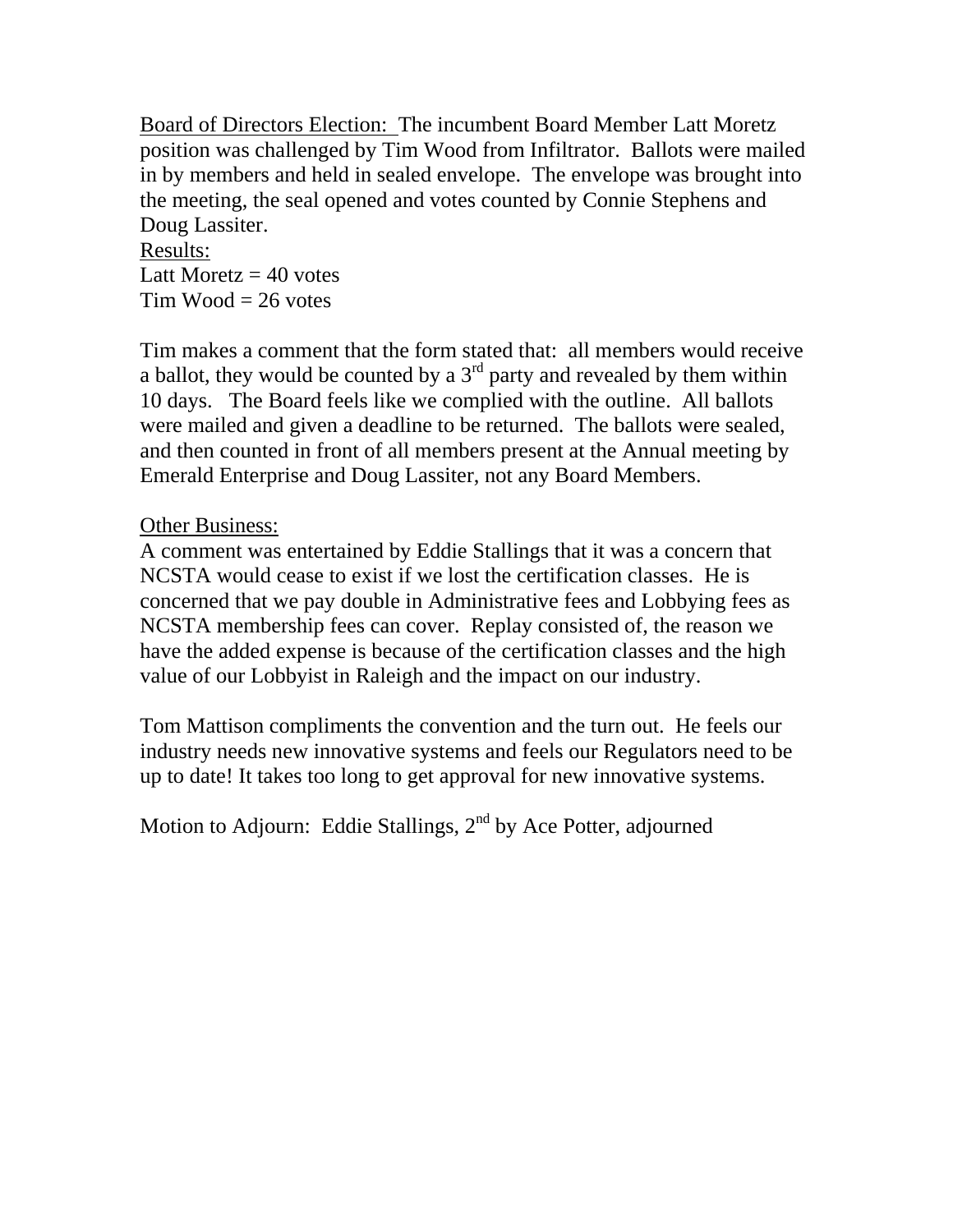Board of Directors Election: The incumbent Board Member Latt Moretz position was challenged by Tim Wood from Infiltrator. Ballots were mailed in by members and held in sealed envelope. The envelope was brought into the meeting, the seal opened and votes counted by Connie Stephens and Doug Lassiter.

Results:

Latt Moretz = 40 votes

Tim Wood = 26 votes

Tim makes a comment that the form stated that: all members would receive a ballot, they would be counted by a 3rd party and revealed by them within 10 days. The Board feels like we complied with the outline. All ballots were mailed and given a deadline to be returned. The ballots were sealed, and then counted in front of all members present at the Annual meeting by Emerald Enterprise and Doug Lassiter, not any Board Members.

Other Business:

A comment was entertained by Eddie Stallings that it was a concern that NCSTA would cease to exist if we lost the certification classes. He is concerned that we pay double in Administrative fees and Lobbying fees as NCSTA membership fees can cover. Replay consisted of, the reason we have the added expense is because of the certification classes and the high value of our Lobbyist in Raleigh and the impact on our industry.

Tom Mattison compliments the convention and the turn out. He feels our industry needs new innovative systems and feels our Regulators need to be up to date! It takes too long to get approval for new innovative systems.

Motion to Adjourn: Eddie Stallings, 2nd by Ace Potter, adjourned